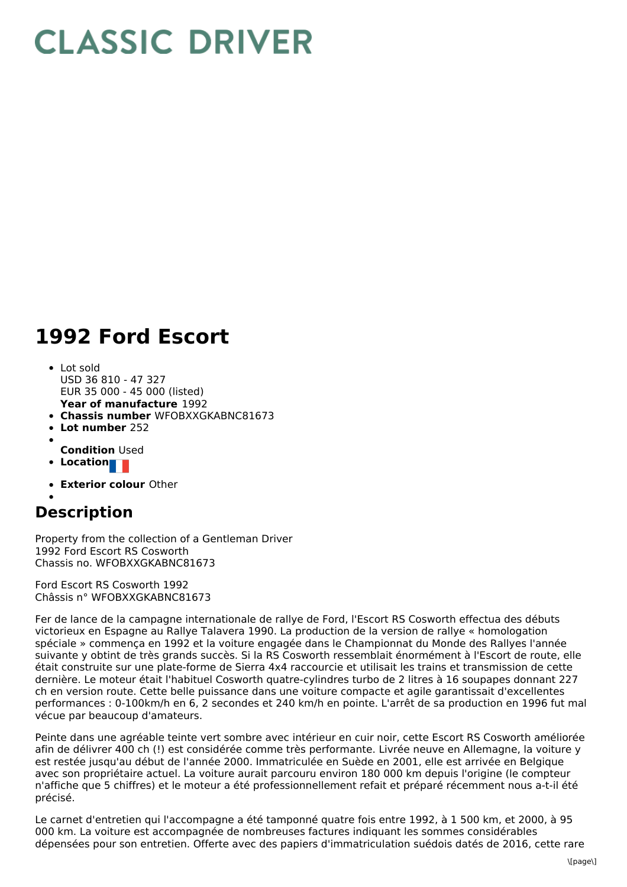# CLASSIC DRIVER

# 1992 Ford Escort

- Lot sold
  USD 36 810 - 47 327
  EUR 35 000 - 45 000 (listed)
  **Year of manufacture** 1992
- **Chassis number** WFOBXXGKABNC81673
- **Lot number** 252
- **Condition** Used
- **Location**
- **Exterior colour** Other

## Description

Property from the collection of a Gentleman Driver
1992 Ford Escort RS Cosworth
Chassis no. WFOBXXGKABNC81673

Ford Escort RS Cosworth 1992
Châssis n° WFOBXXGKABNC81673

Fer de lance de la campagne internationale de rallye de Ford, l'Escort RS Cosworth effectua des débuts victorieux en Espagne au Rallye Talavera 1990. La production de la version de rallye « homologation spéciale » commença en 1992 et la voiture engagée dans le Championnat du Monde des Rallyes l'année suivante y obtint de très grands succès. Si la RS Cosworth ressemblait énormément à l'Escort de route, elle était construite sur une plate-forme de Sierra 4x4 raccourcie et utilisait les trains et transmission de cette dernière. Le moteur était l'habituel Cosworth quatre-cylindres turbo de 2 litres à 16 soupapes donnant 227 ch en version route. Cette belle puissance dans une voiture compacte et agile garantissait d'excellentes performances : 0-100km/h en 6, 2 secondes et 240 km/h en pointe. L'arrêt de sa production en 1996 fut mal vécue par beaucoup d'amateurs.

Peinte dans une agréable teinte vert sombre avec intérieur en cuir noir, cette Escort RS Cosworth améliorée afin de délivrer 400 ch (!) est considérée comme très performante. Livrée neuve en Allemagne, la voiture y est restée jusqu'au début de l'année 2000. Immatriculée en Suède en 2001, elle est arrivée en Belgique avec son propriétaire actuel. La voiture aurait parcouru environ 180 000 km depuis l'origine (le compteur n'affiche que 5 chiffres) et le moteur a été professionnellement refait et préparé récemment nous a-t-il été précisé.

Le carnet d'entretien qui l'accompagne a été tamponné quatre fois entre 1992, à 1 500 km, et 2000, à 95 000 km. La voiture est accompagnée de nombreuses factures indiquant les sommes considérables dépensées pour son entretien. Offerte avec des papiers d'immatriculation suédois datés de 2016, cette rare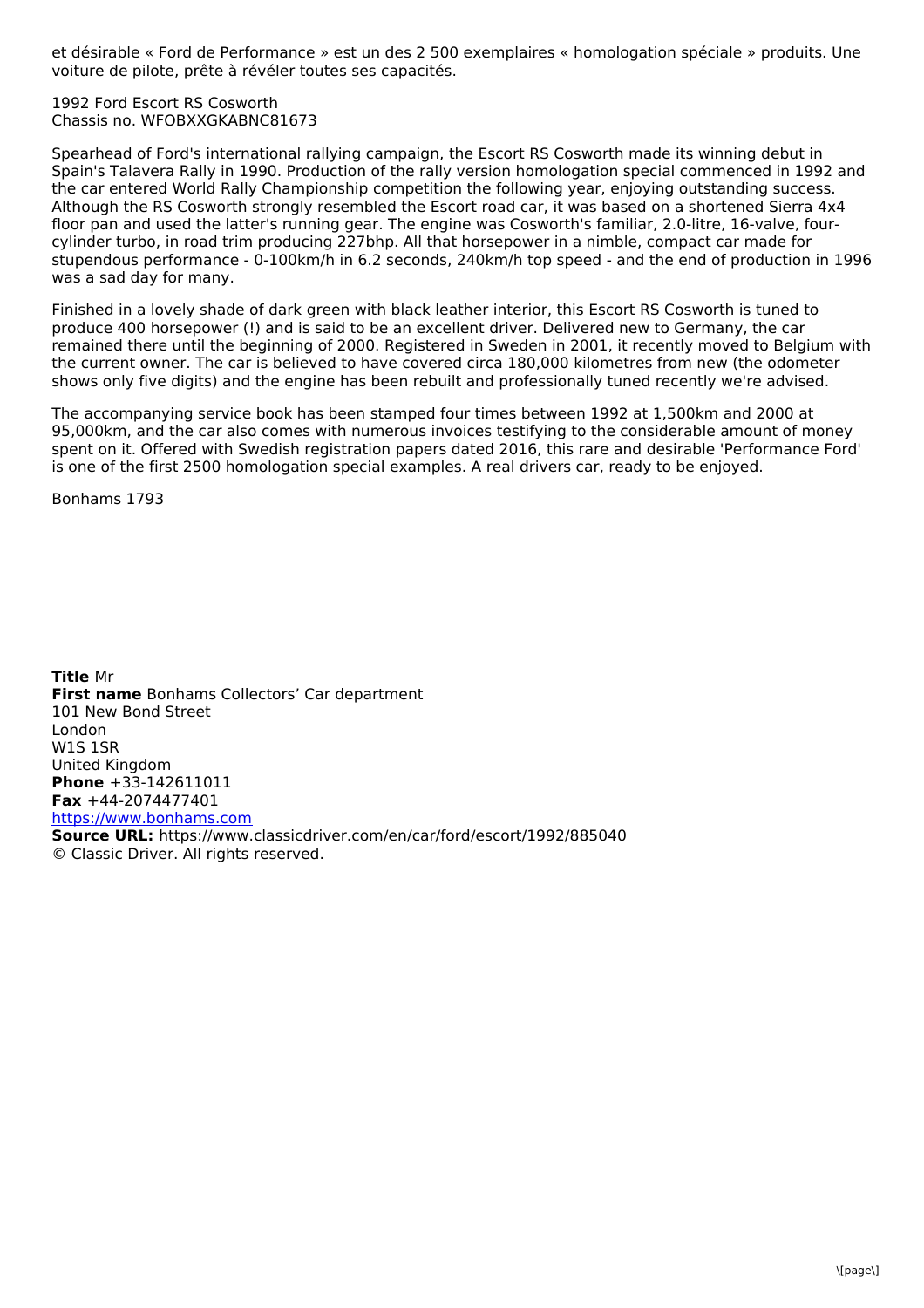et désirable « Ford de Performance » est un des 2 500 exemplaires « homologation spéciale » produits. Une voiture de pilote, prête à révéler toutes ses capacités.

1992 Ford Escort RS Cosworth
Chassis no. WFOBXXGKABNC81673

Spearhead of Ford's international rallying campaign, the Escort RS Cosworth made its winning debut in Spain's Talavera Rally in 1990. Production of the rally version homologation special commenced in 1992 and the car entered World Rally Championship competition the following year, enjoying outstanding success. Although the RS Cosworth strongly resembled the Escort road car, it was based on a shortened Sierra 4x4 floor pan and used the latter's running gear. The engine was Cosworth's familiar, 2.0-litre, 16-valve, four-cylinder turbo, in road trim producing 227bhp. All that horsepower in a nimble, compact car made for stupendous performance - 0-100km/h in 6.2 seconds, 240km/h top speed - and the end of production in 1996 was a sad day for many.

Finished in a lovely shade of dark green with black leather interior, this Escort RS Cosworth is tuned to produce 400 horsepower (!) and is said to be an excellent driver. Delivered new to Germany, the car remained there until the beginning of 2000. Registered in Sweden in 2001, it recently moved to Belgium with the current owner. The car is believed to have covered circa 180,000 kilometres from new (the odometer shows only five digits) and the engine has been rebuilt and professionally tuned recently we're advised.

The accompanying service book has been stamped four times between 1992 at 1,500km and 2000 at 95,000km, and the car also comes with numerous invoices testifying to the considerable amount of money spent on it. Offered with Swedish registration papers dated 2016, this rare and desirable 'Performance Ford' is one of the first 2500 homologation special examples. A real drivers car, ready to be enjoyed.

Bonhams 1793

**Title** Mr
**First name** Bonhams Collectors' Car department
101 New Bond Street
London
W1S 1SR
United Kingdom
**Phone** +33-142611011
**Fax** +44-2074477401
https://www.bonhams.com
**Source URL:** https://www.classicdriver.com/en/car/ford/escort/1992/885040
© Classic Driver. All rights reserved.